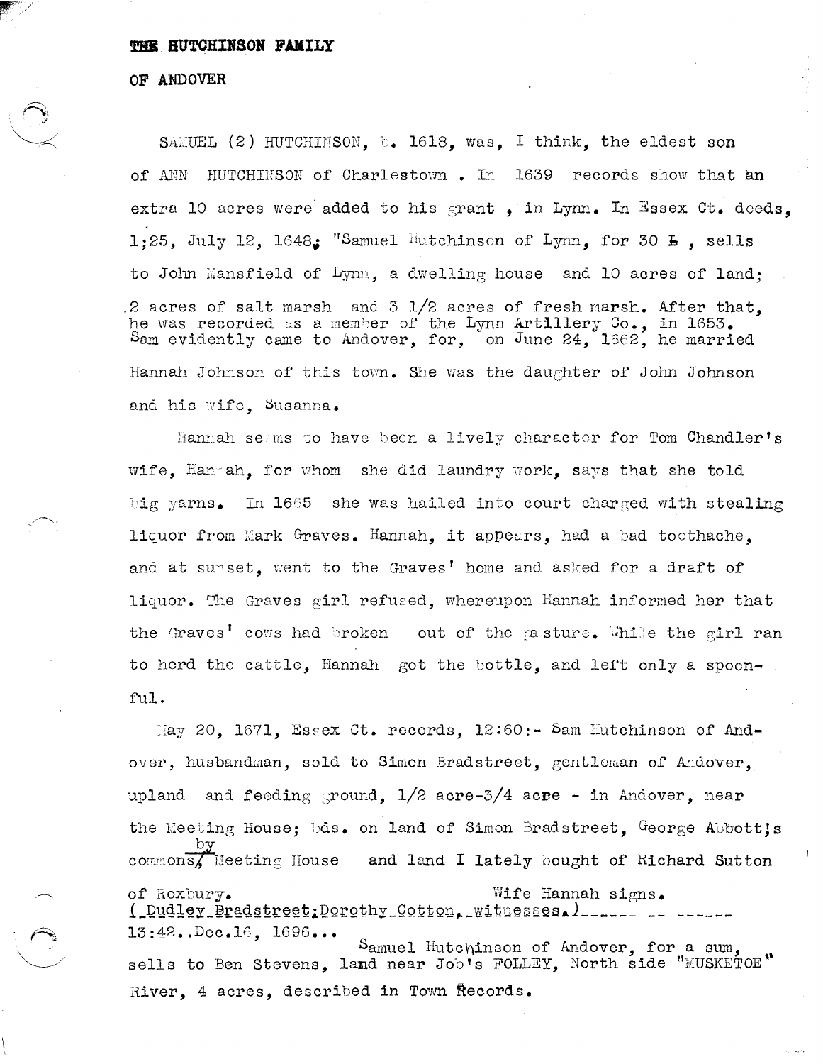THE HUTCHINSON FAMILY

OF ANDOVER

SAMUEL (2) HUTCHINSON, b. 1618, was, I think, the eldest son of ANN HUTCHINSON of Charlestown . In 1639 records show that an extra 10 acres were added to his grant , in Lynn. In Essex Ct. deeds, 1;25, July 12, 1648; "Samuel Hutchinson of Lynn, for 30 ₤ , sells to John Mansfield of Lynn, a dwelling house and 10 acres of land; 2 acres of salt marsh and 3 1/2 acres of fresh marsh. After that, he was recorded as a member of the Lynn Artillery Co., in 1653. Sam evidently came to Andover, for, on June 24, 1662, he married Hannah Johnson of this town. She was the daughter of John Johnson and his wife, Susanna.

Hannah seems to have been a lively character for Tom Chandler's wife, Hannah, for whom she did laundry work, says that she told big yarns. In 1665 she was hailed into court charged with stealing liquor from Mark Graves. Hannah, it appears, had a bad toothache, and at sunset, went to the Graves' home and asked for a draft of liquor. The Graves girl refused, whereupon Hannah informed her that the Graves' cows had broken out of the pasture. While the girl ran to herd the cattle, Hannah got the bottle, and left only a spoonful.

May 20, 1671, Essex Ct. records, 12:60:- Sam Hutchinson of Andover, husbandman, sold to Simon Bradstreet, gentleman of Andover, upland and feeding ground, 1/2 acre-3/4 acre - in Andover, near the Meeting House; bds. on land of Simon Bradstreet, George Abbott's commons/by Meeting House and land I lately bought of Richard Sutton of Roxbury. Wife Hannah signs.
(Dudley Bradstreet; Dorothy Cotton, witnesses.)

13:42..Dec.16, 1696... Samuel Hutchinson of Andover, for a sum, sells to Ben Stevens, land near Job's FOLLEY, North side "MUSKETOE" River, 4 acres, described in Town Records.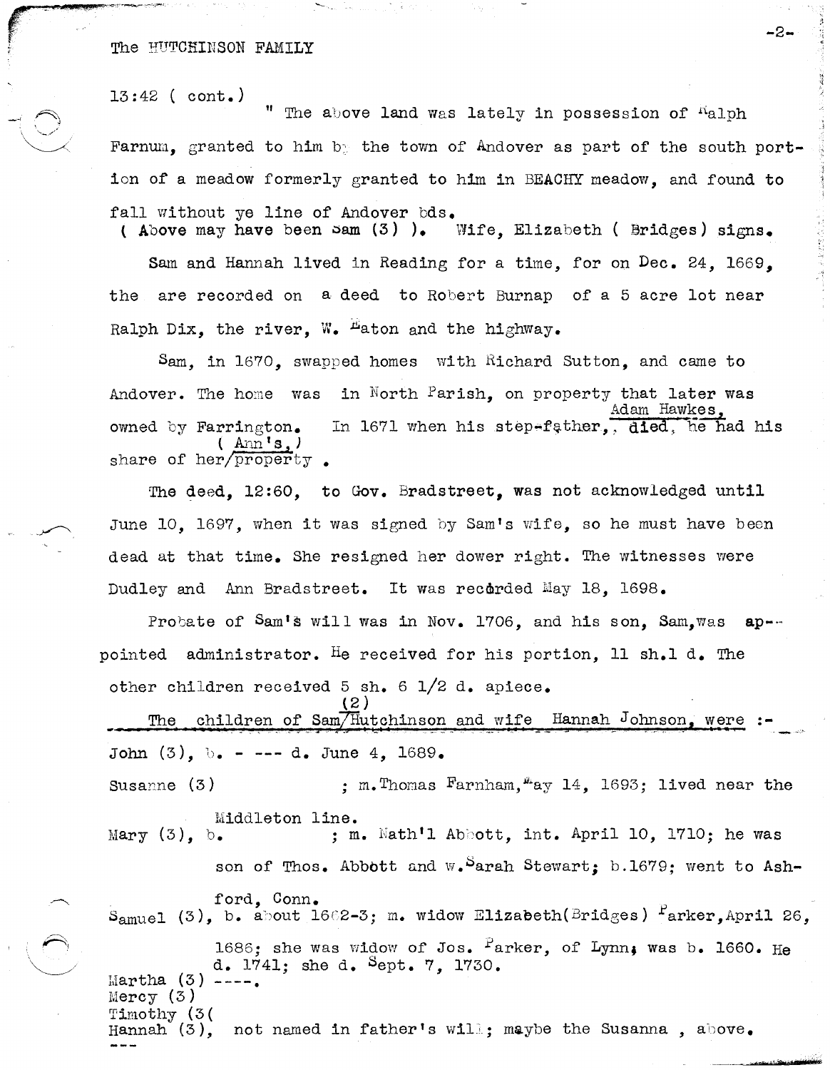The HUTCHINSON FAMILY

13:42 ( cont.)

" The above land was lately in possession of Ralph Farnum, granted to him by the town of Andover as part of the south portion of a meadow formerly granted to him in BEACHY meadow, and found to fall without ye line of Andover bds.
( Above may have been Sam (3) ). Wife, Elizabeth ( Bridges) signs.

Sam and Hannah lived in Reading for a time, for on Dec. 24, 1669, the are recorded on a deed to Robert Burnap of a 5 acre lot near Ralph Dix, the river, W. Eaton and the highway.

Sam, in 1670, swapped homes with Richard Sutton, and came to Andover. The home was in North Parish, on property that later was owned by Farrington. In 1671 when his step-father, Adam Hawkes, died, he had his share of her/( Ann's, ) property .

The deed, 12:60, to Gov. Bradstreet, was not acknowledged until June 10, 1697, when it was signed by Sam's wife, so he must have been dead at that time. She resigned her dower right. The witnesses were Dudley and Ann Bradstreet. It was recorded May 18, 1698.

Probate of Sam's will was in Nov. 1706, and his son, Sam,was appointed administrator. He received for his portion, 11 sh.1 d. The other children received 5 sh. 6 1/2 d. apiece.

The children of Sam (2) Hutchinson and wife Hannah Johnson, were :-

John (3), b. - --- d. June 4, 1689.

Susanne (3) ; m.Thomas Farnham, May 14, 1693; lived near the Middleton line.

Mary (3), b. ; m. Nath'l Abbott, int. April 10, 1710; he was son of Thos. Abbott and w.Sarah Stewart; b.1679; went to Ashford, Conn.

Samuel (3), b. about 1662-3; m. widow Elizabeth(Bridges) Parker,April 26, 1686; she was widow of Jos. Parker, of Lynn; was b. 1660. He d. 1741; she d. Sept. 7, 1730.

Martha (3) ----.
Mercy (3)
Timothy (3(
Hannah (3), not named in father's will; maybe the Susanna , above.
---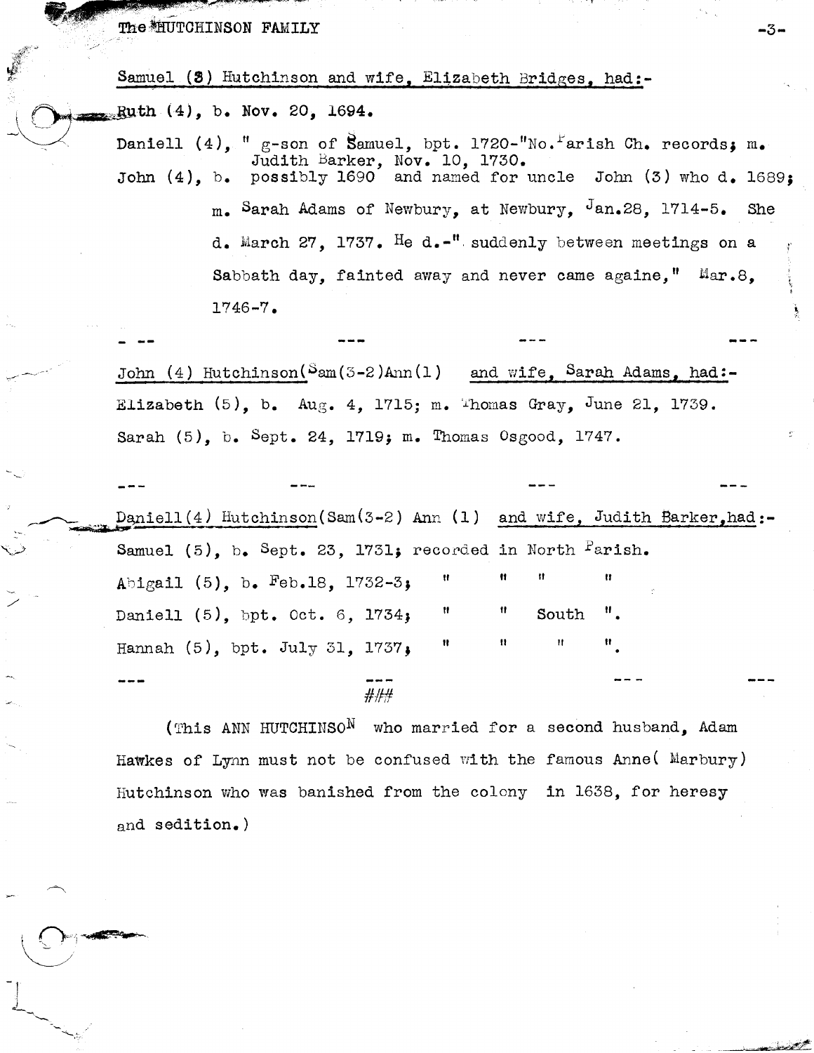Samuel (3) Hutchinson and wife, Elizabeth Bridges, had:-

Ruth (4), b. Nov. 20, 1694.

Daniell (4), " g-son of Samuel, bpt. 1720-"No. Parish Ch. records; m. Judith Barker, Nov. 10, 1730.

John (4), b. possibly 1690 and named for uncle John (3) who d. 1689; m. Sarah Adams of Newbury, at Newbury, Jan.28, 1714-5. She d. March 27, 1737. He d.-" suddenly between meetings on a Sabbath day, fainted away and never came againe," Mar.8, 1746-7.

\- -- --- --- ---

John (4) Hutchinson(Sam(3-2)Ann(1) and wife, Sarah Adams, had:-

Elizabeth (5), b. Aug. 4, 1715; m. Thomas Gray, June 21, 1739.

Sarah (5), b. Sept. 24, 1719; m. Thomas Osgood, 1747.

\--- --- --- ---

Daniell(4) Hutchinson(Sam(3-2) Ann (1) and wife, Judith Barker,had:-

Samuel (5), b. Sept. 23, 1731; recorded in North Parish.

Abigail (5), b. Feb.18, 1732-3; " " " "

Daniell (5), bpt. Oct. 6, 1734; " " South ".

Hannah (5), bpt. July 31, 1737; " " " ".

\--- --- --- ---

###

(This ANN HUTCHINSON who married for a second husband, Adam Hawkes of Lynn must not be confused with the famous Anne( Marbury) Hutchinson who was banished from the colony in 1638, for heresy and sedition.)